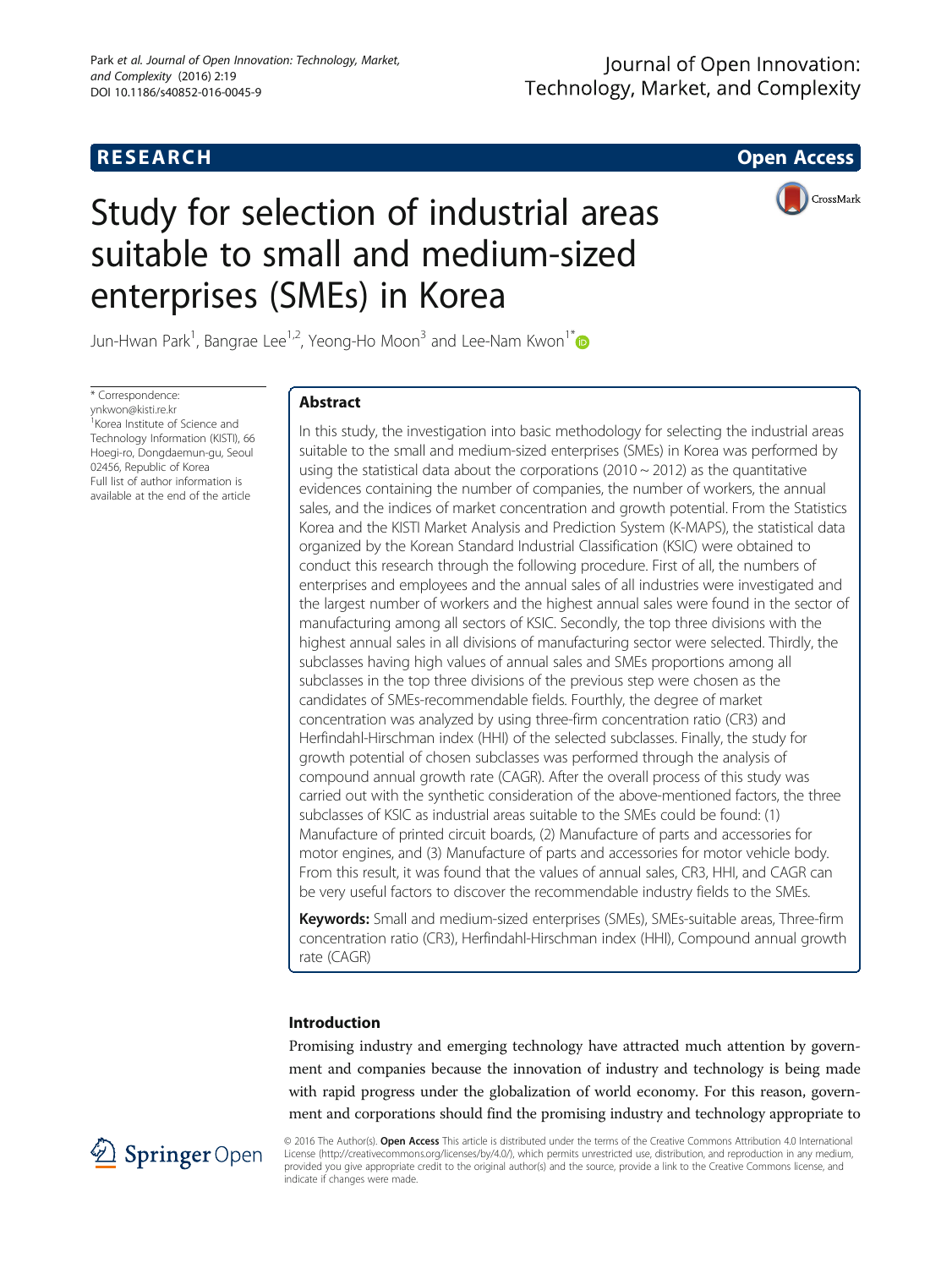RESEARCH

Open Access

# Study for selection of industrial areas suitable to small and medium-sized enterprises (SMEs) in Korea

Jun-Hwan Park[1], Bangrae Lee[1,2], Yeong-Ho Moon[3] and Lee-Nam Kwon[1*]

\* Correspondence: ynkwon@kisti.re.kr
[1]Korea Institute of Science and Technology Information (KISTI), 66 Hoegi-ro, Dongdaemun-gu, Seoul 02456, Republic of Korea
Full list of author information is available at the end of the article

## Abstract

In this study, the investigation into basic methodology for selecting the industrial areas suitable to the small and medium-sized enterprises (SMEs) in Korea was performed by using the statistical data about the corporations (2010 ~ 2012) as the quantitative evidences containing the number of companies, the number of workers, the annual sales, and the indices of market concentration and growth potential. From the Statistics Korea and the KISTI Market Analysis and Prediction System (K-MAPS), the statistical data organized by the Korean Standard Industrial Classification (KSIC) were obtained to conduct this research through the following procedure. First of all, the numbers of enterprises and employees and the annual sales of all industries were investigated and the largest number of workers and the highest annual sales were found in the sector of manufacturing among all sectors of KSIC. Secondly, the top three divisions with the highest annual sales in all divisions of manufacturing sector were selected. Thirdly, the subclasses having high values of annual sales and SMEs proportions among all subclasses in the top three divisions of the previous step were chosen as the candidates of SMEs-recommendable fields. Fourthly, the degree of market concentration was analyzed by using three-firm concentration ratio (CR3) and Herfindahl-Hirschman index (HHI) of the selected subclasses. Finally, the study for growth potential of chosen subclasses was performed through the analysis of compound annual growth rate (CAGR). After the overall process of this study was carried out with the synthetic consideration of the above-mentioned factors, the three subclasses of KSIC as industrial areas suitable to the SMEs could be found: (1) Manufacture of printed circuit boards, (2) Manufacture of parts and accessories for motor engines, and (3) Manufacture of parts and accessories for motor vehicle body. From this result, it was found that the values of annual sales, CR3, HHI, and CAGR can be very useful factors to discover the recommendable industry fields to the SMEs.

**Keywords:** Small and medium-sized enterprises (SMEs), SMEs-suitable areas, Three-firm concentration ratio (CR3), Herfindahl-Hirschman index (HHI), Compound annual growth rate (CAGR)

## Introduction

Promising industry and emerging technology have attracted much attention by government and companies because the innovation of industry and technology is being made with rapid progress under the globalization of world economy. For this reason, government and corporations should find the promising industry and technology appropriate to

© 2016 The Author(s). **Open Access** This article is distributed under the terms of the Creative Commons Attribution 4.0 International License (http://creativecommons.org/licenses/by/4.0/), which permits unrestricted use, distribution, and reproduction in any medium, provided you give appropriate credit to the original author(s) and the source, provide a link to the Creative Commons license, and indicate if changes were made.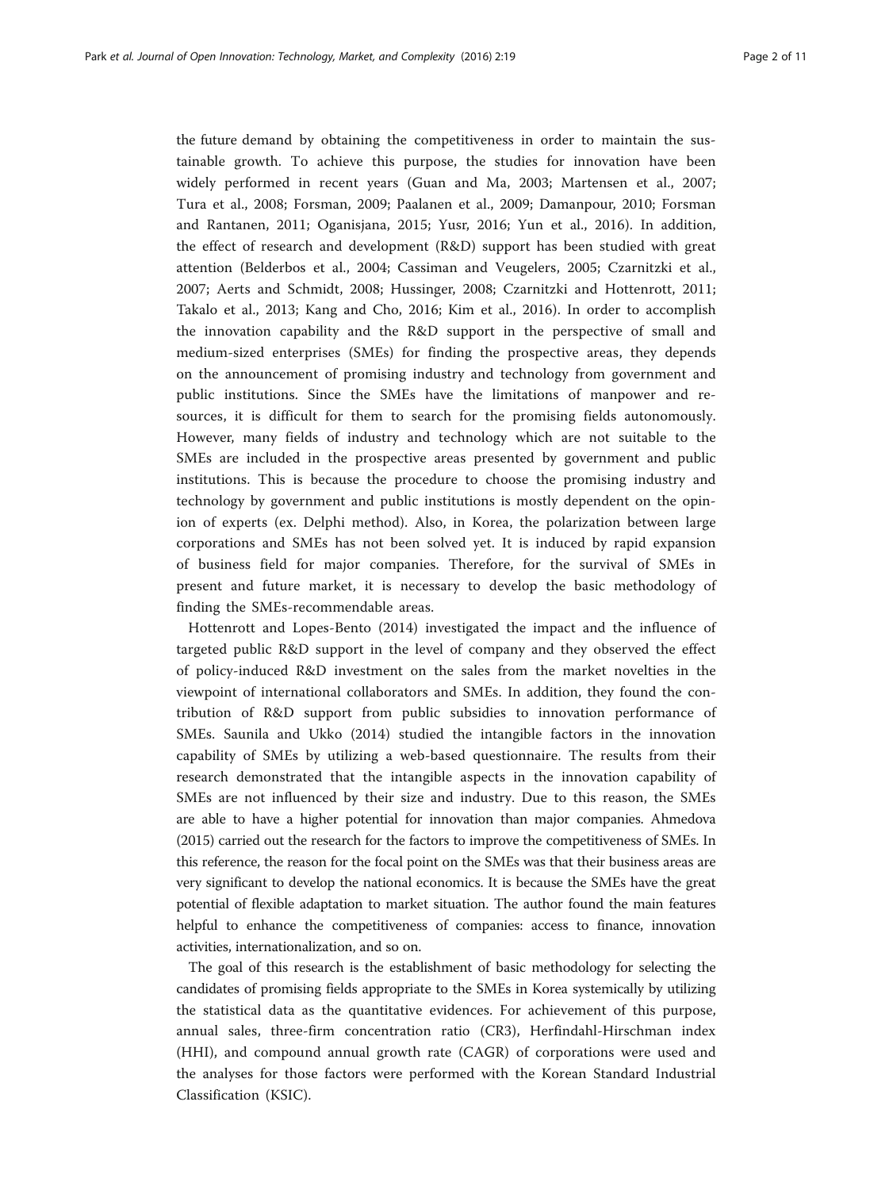the future demand by obtaining the competitiveness in order to maintain the sustainable growth. To achieve this purpose, the studies for innovation have been widely performed in recent years (Guan and Ma, 2003; Martensen et al., 2007; Tura et al., 2008; Forsman, 2009; Paalanen et al., 2009; Damanpour, 2010; Forsman and Rantanen, 2011; Oganisjana, 2015; Yusr, 2016; Yun et al., 2016). In addition, the effect of research and development (R&D) support has been studied with great attention (Belderbos et al., 2004; Cassiman and Veugelers, 2005; Czarnitzki et al., 2007; Aerts and Schmidt, 2008; Hussinger, 2008; Czarnitzki and Hottenrott, 2011; Takalo et al., 2013; Kang and Cho, 2016; Kim et al., 2016). In order to accomplish the innovation capability and the R&D support in the perspective of small and medium-sized enterprises (SMEs) for finding the prospective areas, they depends on the announcement of promising industry and technology from government and public institutions. Since the SMEs have the limitations of manpower and resources, it is difficult for them to search for the promising fields autonomously. However, many fields of industry and technology which are not suitable to the SMEs are included in the prospective areas presented by government and public institutions. This is because the procedure to choose the promising industry and technology by government and public institutions is mostly dependent on the opinion of experts (ex. Delphi method). Also, in Korea, the polarization between large corporations and SMEs has not been solved yet. It is induced by rapid expansion of business field for major companies. Therefore, for the survival of SMEs in present and future market, it is necessary to develop the basic methodology of finding the SMEs-recommendable areas.

Hottenrott and Lopes-Bento (2014) investigated the impact and the influence of targeted public R&D support in the level of company and they observed the effect of policy-induced R&D investment on the sales from the market novelties in the viewpoint of international collaborators and SMEs. In addition, they found the contribution of R&D support from public subsidies to innovation performance of SMEs. Saunila and Ukko (2014) studied the intangible factors in the innovation capability of SMEs by utilizing a web-based questionnaire. The results from their research demonstrated that the intangible aspects in the innovation capability of SMEs are not influenced by their size and industry. Due to this reason, the SMEs are able to have a higher potential for innovation than major companies. Ahmedova (2015) carried out the research for the factors to improve the competitiveness of SMEs. In this reference, the reason for the focal point on the SMEs was that their business areas are very significant to develop the national economics. It is because the SMEs have the great potential of flexible adaptation to market situation. The author found the main features helpful to enhance the competitiveness of companies: access to finance, innovation activities, internationalization, and so on.

The goal of this research is the establishment of basic methodology for selecting the candidates of promising fields appropriate to the SMEs in Korea systemically by utilizing the statistical data as the quantitative evidences. For achievement of this purpose, annual sales, three-firm concentration ratio (CR3), Herfindahl-Hirschman index (HHI), and compound annual growth rate (CAGR) of corporations were used and the analyses for those factors were performed with the Korean Standard Industrial Classification (KSIC).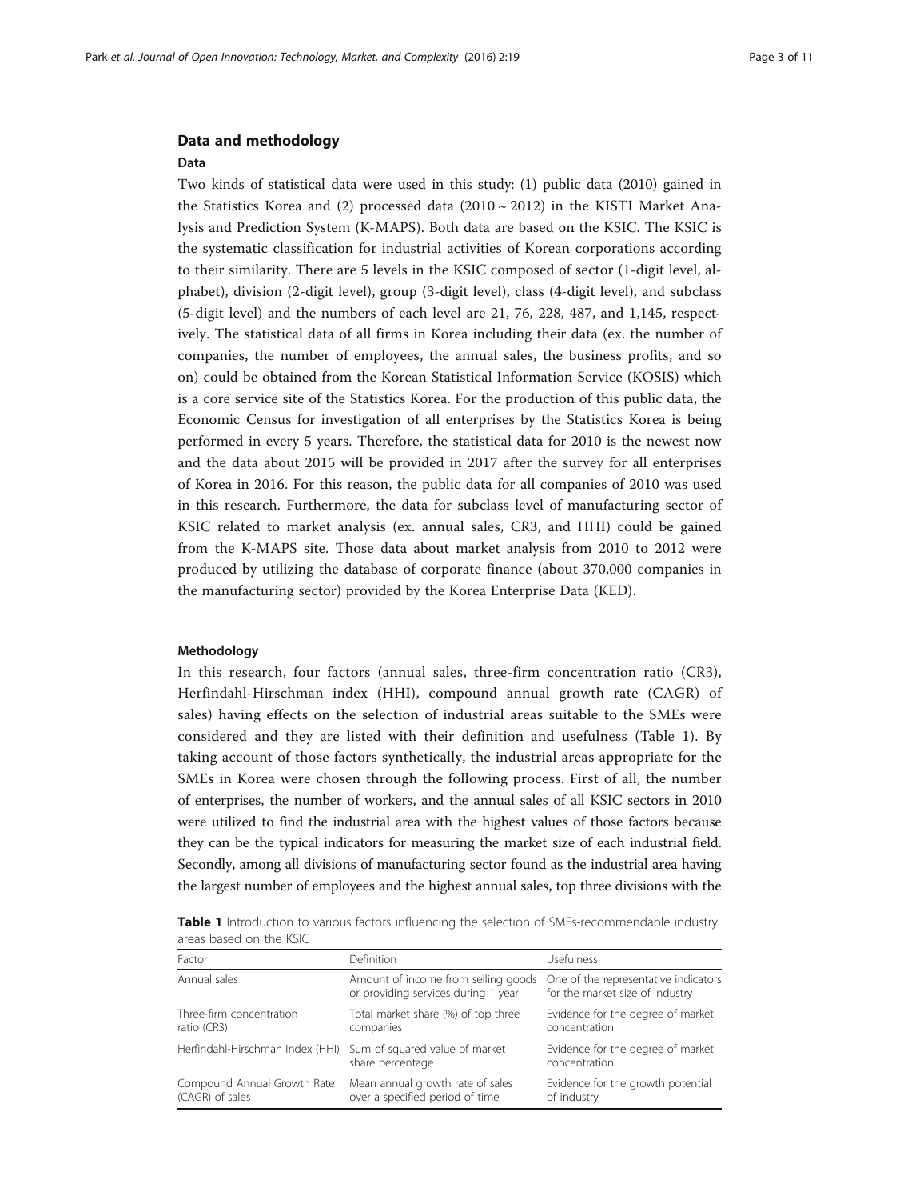## Data and methodology

### Data

Two kinds of statistical data were used in this study: (1) public data (2010) gained in the Statistics Korea and (2) processed data (2010 ~ 2012) in the KISTI Market Analysis and Prediction System (K-MAPS). Both data are based on the KSIC. The KSIC is the systematic classification for industrial activities of Korean corporations according to their similarity. There are 5 levels in the KSIC composed of sector (1-digit level, alphabet), division (2-digit level), group (3-digit level), class (4-digit level), and subclass (5-digit level) and the numbers of each level are 21, 76, 228, 487, and 1,145, respectively. The statistical data of all firms in Korea including their data (ex. the number of companies, the number of employees, the annual sales, the business profits, and so on) could be obtained from the Korean Statistical Information Service (KOSIS) which is a core service site of the Statistics Korea. For the production of this public data, the Economic Census for investigation of all enterprises by the Statistics Korea is being performed in every 5 years. Therefore, the statistical data for 2010 is the newest now and the data about 2015 will be provided in 2017 after the survey for all enterprises of Korea in 2016. For this reason, the public data for all companies of 2010 was used in this research. Furthermore, the data for subclass level of manufacturing sector of KSIC related to market analysis (ex. annual sales, CR3, and HHI) could be gained from the K-MAPS site. Those data about market analysis from 2010 to 2012 were produced by utilizing the database of corporate finance (about 370,000 companies in the manufacturing sector) provided by the Korea Enterprise Data (KED).

### Methodology

In this research, four factors (annual sales, three-firm concentration ratio (CR3), Herfindahl-Hirschman index (HHI), compound annual growth rate (CAGR) of sales) having effects on the selection of industrial areas suitable to the SMEs were considered and they are listed with their definition and usefulness (Table 1). By taking account of those factors synthetically, the industrial areas appropriate for the SMEs in Korea were chosen through the following process. First of all, the number of enterprises, the number of workers, and the annual sales of all KSIC sectors in 2010 were utilized to find the industrial area with the highest values of those factors because they can be the typical indicators for measuring the market size of each industrial field. Secondly, among all divisions of manufacturing sector found as the industrial area having the largest number of employees and the highest annual sales, top three divisions with the

**Table 1** Introduction to various factors influencing the selection of SMEs-recommendable industry areas based on the KSIC

| Factor | Definition | Usefulness |
|---|---|---|
| Annual sales | Amount of income from selling goods or providing services during 1 year | One of the representative indicators for the market size of industry |
| Three-firm concentration ratio (CR3) | Total market share (%) of top three companies | Evidence for the degree of market concentration |
| Herfindahl-Hirschman Index (HHI) | Sum of squared value of market share percentage | Evidence for the degree of market concentration |
| Compound Annual Growth Rate (CAGR) of sales | Mean annual growth rate of sales over a specified period of time | Evidence for the growth potential of industry |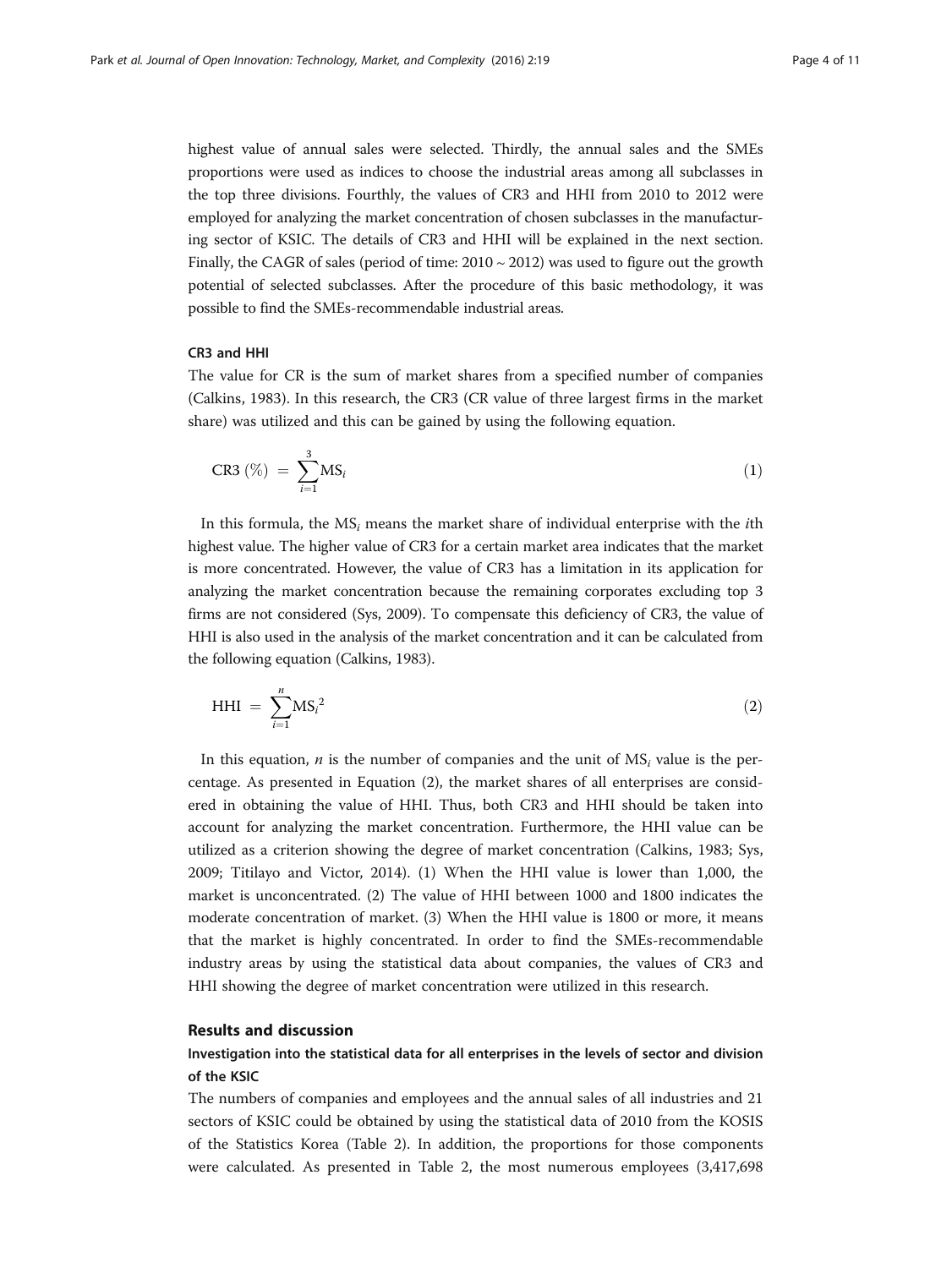highest value of annual sales were selected. Thirdly, the annual sales and the SMEs proportions were used as indices to choose the industrial areas among all subclasses in the top three divisions. Fourthly, the values of CR3 and HHI from 2010 to 2012 were employed for analyzing the market concentration of chosen subclasses in the manufacturing sector of KSIC. The details of CR3 and HHI will be explained in the next section. Finally, the CAGR of sales (period of time: 2010 ~ 2012) was used to figure out the growth potential of selected subclasses. After the procedure of this basic methodology, it was possible to find the SMEs-recommendable industrial areas.

### CR3 and HHI

The value for CR is the sum of market shares from a specified number of companies (Calkins, 1983). In this research, the CR3 (CR value of three largest firms in the market share) was utilized and this can be gained by using the following equation.

$$\mathrm{CR3}\ (\%) = \sum_{i=1}^{3} \mathrm{MS}_i \tag{1}$$

In this formula, the $\mathrm{MS}_i$ means the market share of individual enterprise with the *i*th highest value. The higher value of CR3 for a certain market area indicates that the market is more concentrated. However, the value of CR3 has a limitation in its application for analyzing the market concentration because the remaining corporates excluding top 3 firms are not considered (Sys, 2009). To compensate this deficiency of CR3, the value of HHI is also used in the analysis of the market concentration and it can be calculated from the following equation (Calkins, 1983).

$$\mathrm{HHI} = \sum_{i=1}^{n} {\mathrm{MS}_i}^2 \tag{2}$$

In this equation, $n$ is the number of companies and the unit of $\mathrm{MS}_i$ value is the percentage. As presented in Equation (2), the market shares of all enterprises are considered in obtaining the value of HHI. Thus, both CR3 and HHI should be taken into account for analyzing the market concentration. Furthermore, the HHI value can be utilized as a criterion showing the degree of market concentration (Calkins, 1983; Sys, 2009; Titilayo and Victor, 2014). (1) When the HHI value is lower than 1,000, the market is unconcentrated. (2) The value of HHI between 1000 and 1800 indicates the moderate concentration of market. (3) When the HHI value is 1800 or more, it means that the market is highly concentrated. In order to find the SMEs-recommendable industry areas by using the statistical data about companies, the values of CR3 and HHI showing the degree of market concentration were utilized in this research.

## Results and discussion

### Investigation into the statistical data for all enterprises in the levels of sector and division of the KSIC

The numbers of companies and employees and the annual sales of all industries and 21 sectors of KSIC could be obtained by using the statistical data of 2010 from the KOSIS of the Statistics Korea (Table 2). In addition, the proportions for those components were calculated. As presented in Table 2, the most numerous employees (3,417,698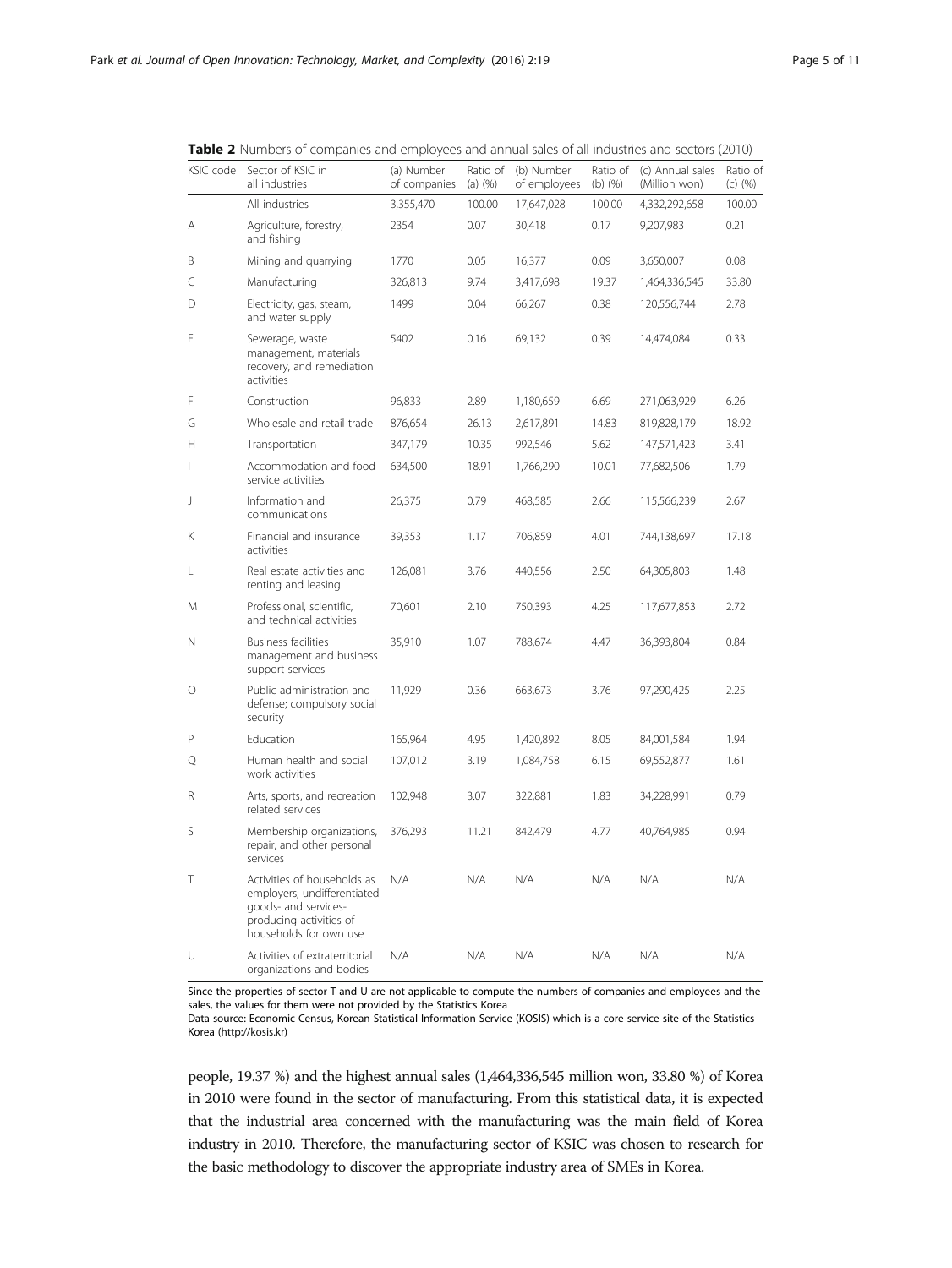**Table 2** Numbers of companies and employees and annual sales of all industries and sectors (2010)

| KSIC code | Sector of KSIC in all industries | (a) Number of companies | Ratio of (a) (%) | (b) Number of employees | Ratio of (b) (%) | (c) Annual sales (Million won) | Ratio of (c) (%) |
|---|---|---|---|---|---|---|---|
| | All industries | 3,355,470 | 100.00 | 17,647,028 | 100.00 | 4,332,292,658 | 100.00 |
| A | Agriculture, forestry, and fishing | 2354 | 0.07 | 30,418 | 0.17 | 9,207,983 | 0.21 |
| B | Mining and quarrying | 1770 | 0.05 | 16,377 | 0.09 | 3,650,007 | 0.08 |
| C | Manufacturing | 326,813 | 9.74 | 3,417,698 | 19.37 | 1,464,336,545 | 33.80 |
| D | Electricity, gas, steam, and water supply | 1499 | 0.04 | 66,267 | 0.38 | 120,556,744 | 2.78 |
| E | Sewerage, waste management, materials recovery, and remediation activities | 5402 | 0.16 | 69,132 | 0.39 | 14,474,084 | 0.33 |
| F | Construction | 96,833 | 2.89 | 1,180,659 | 6.69 | 271,063,929 | 6.26 |
| G | Wholesale and retail trade | 876,654 | 26.13 | 2,617,891 | 14.83 | 819,828,179 | 18.92 |
| H | Transportation | 347,179 | 10.35 | 992,546 | 5.62 | 147,571,423 | 3.41 |
| I | Accommodation and food service activities | 634,500 | 18.91 | 1,766,290 | 10.01 | 77,682,506 | 1.79 |
| J | Information and communications | 26,375 | 0.79 | 468,585 | 2.66 | 115,566,239 | 2.67 |
| K | Financial and insurance activities | 39,353 | 1.17 | 706,859 | 4.01 | 744,138,697 | 17.18 |
| L | Real estate activities and renting and leasing | 126,081 | 3.76 | 440,556 | 2.50 | 64,305,803 | 1.48 |
| M | Professional, scientific, and technical activities | 70,601 | 2.10 | 750,393 | 4.25 | 117,677,853 | 2.72 |
| N | Business facilities management and business support services | 35,910 | 1.07 | 788,674 | 4.47 | 36,393,804 | 0.84 |
| O | Public administration and defense; compulsory social security | 11,929 | 0.36 | 663,673 | 3.76 | 97,290,425 | 2.25 |
| P | Education | 165,964 | 4.95 | 1,420,892 | 8.05 | 84,001,584 | 1.94 |
| Q | Human health and social work activities | 107,012 | 3.19 | 1,084,758 | 6.15 | 69,552,877 | 1.61 |
| R | Arts, sports, and recreation related services | 102,948 | 3.07 | 322,881 | 1.83 | 34,228,991 | 0.79 |
| S | Membership organizations, repair, and other personal services | 376,293 | 11.21 | 842,479 | 4.77 | 40,764,985 | 0.94 |
| T | Activities of households as employers; undifferentiated goods- and services-producing activities of households for own use | N/A | N/A | N/A | N/A | N/A | N/A |
| U | Activities of extraterritorial organizations and bodies | N/A | N/A | N/A | N/A | N/A | N/A |

Since the properties of sector T and U are not applicable to compute the numbers of companies and employees and the sales, the values for them were not provided by the Statistics Korea

Data source: Economic Census, Korean Statistical Information Service (KOSIS) which is a core service site of the Statistics Korea (http://kosis.kr)

people, 19.37 %) and the highest annual sales (1,464,336,545 million won, 33.80 %) of Korea in 2010 were found in the sector of manufacturing. From this statistical data, it is expected that the industrial area concerned with the manufacturing was the main field of Korea industry in 2010. Therefore, the manufacturing sector of KSIC was chosen to research for the basic methodology to discover the appropriate industry area of SMEs in Korea.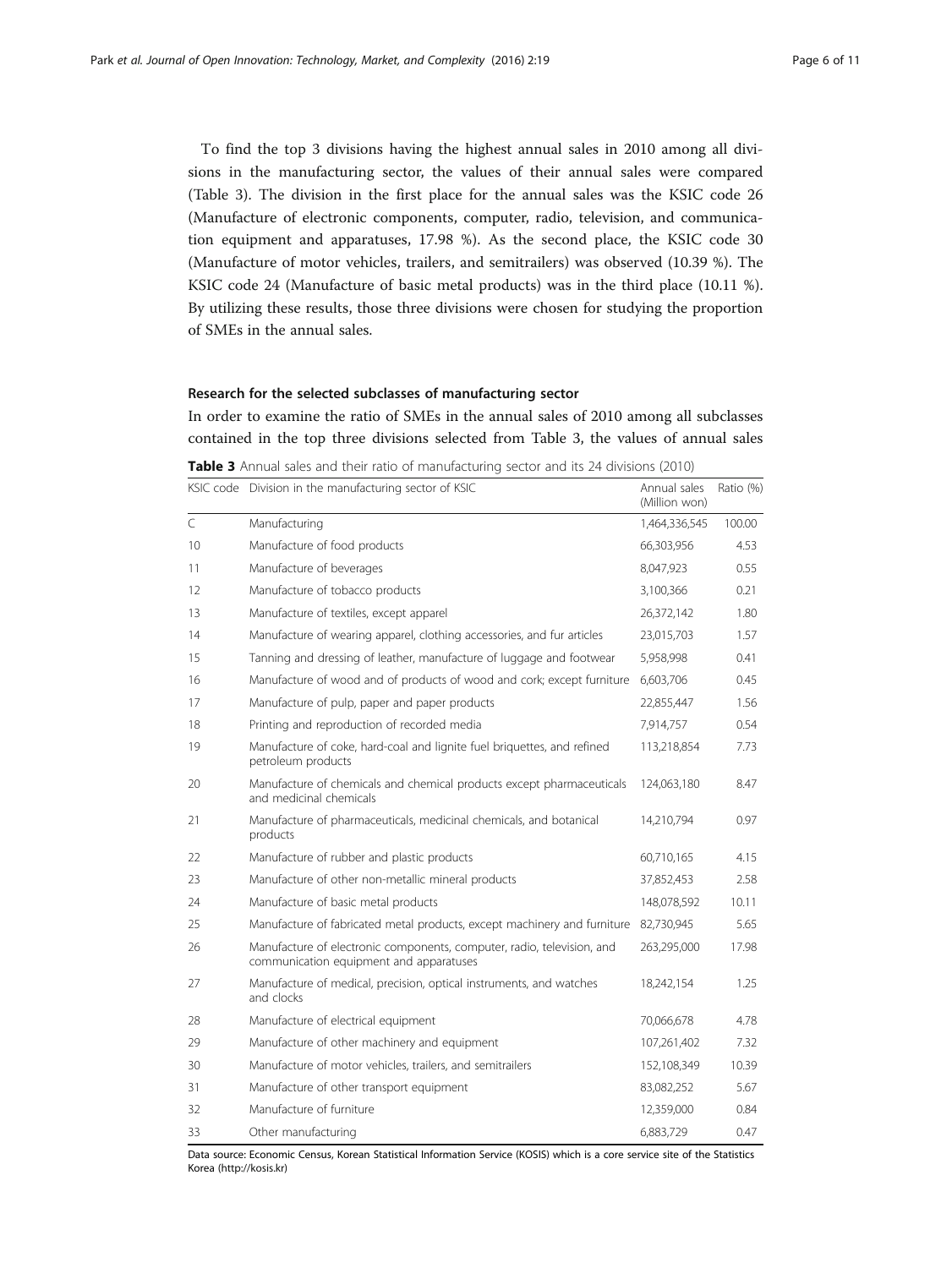To find the top 3 divisions having the highest annual sales in 2010 among all divisions in the manufacturing sector, the values of their annual sales were compared (Table 3). The division in the first place for the annual sales was the KSIC code 26 (Manufacture of electronic components, computer, radio, television, and communication equipment and apparatuses, 17.98 %). As the second place, the KSIC code 30 (Manufacture of motor vehicles, trailers, and semitrailers) was observed (10.39 %). The KSIC code 24 (Manufacture of basic metal products) was in the third place (10.11 %). By utilizing these results, those three divisions were chosen for studying the proportion of SMEs in the annual sales.

### Research for the selected subclasses of manufacturing sector

In order to examine the ratio of SMEs in the annual sales of 2010 among all subclasses contained in the top three divisions selected from Table 3, the values of annual sales

**Table 3** Annual sales and their ratio of manufacturing sector and its 24 divisions (2010)

| KSIC code | Division in the manufacturing sector of KSIC | Annual sales (Million won) | Ratio (%) |
|---|---|---|---|
| C | Manufacturing | 1,464,336,545 | 100.00 |
| 10 | Manufacture of food products | 66,303,956 | 4.53 |
| 11 | Manufacture of beverages | 8,047,923 | 0.55 |
| 12 | Manufacture of tobacco products | 3,100,366 | 0.21 |
| 13 | Manufacture of textiles, except apparel | 26,372,142 | 1.80 |
| 14 | Manufacture of wearing apparel, clothing accessories, and fur articles | 23,015,703 | 1.57 |
| 15 | Tanning and dressing of leather, manufacture of luggage and footwear | 5,958,998 | 0.41 |
| 16 | Manufacture of wood and of products of wood and cork; except furniture | 6,603,706 | 0.45 |
| 17 | Manufacture of pulp, paper and paper products | 22,855,447 | 1.56 |
| 18 | Printing and reproduction of recorded media | 7,914,757 | 0.54 |
| 19 | Manufacture of coke, hard-coal and lignite fuel briquettes, and refined petroleum products | 113,218,854 | 7.73 |
| 20 | Manufacture of chemicals and chemical products except pharmaceuticals and medicinal chemicals | 124,063,180 | 8.47 |
| 21 | Manufacture of pharmaceuticals, medicinal chemicals, and botanical products | 14,210,794 | 0.97 |
| 22 | Manufacture of rubber and plastic products | 60,710,165 | 4.15 |
| 23 | Manufacture of other non-metallic mineral products | 37,852,453 | 2.58 |
| 24 | Manufacture of basic metal products | 148,078,592 | 10.11 |
| 25 | Manufacture of fabricated metal products, except machinery and furniture | 82,730,945 | 5.65 |
| 26 | Manufacture of electronic components, computer, radio, television, and communication equipment and apparatuses | 263,295,000 | 17.98 |
| 27 | Manufacture of medical, precision, optical instruments, and watches and clocks | 18,242,154 | 1.25 |
| 28 | Manufacture of electrical equipment | 70,066,678 | 4.78 |
| 29 | Manufacture of other machinery and equipment | 107,261,402 | 7.32 |
| 30 | Manufacture of motor vehicles, trailers, and semitrailers | 152,108,349 | 10.39 |
| 31 | Manufacture of other transport equipment | 83,082,252 | 5.67 |
| 32 | Manufacture of furniture | 12,359,000 | 0.84 |
| 33 | Other manufacturing | 6,883,729 | 0.47 |

Data source: Economic Census, Korean Statistical Information Service (KOSIS) which is a core service site of the Statistics Korea (http://kosis.kr)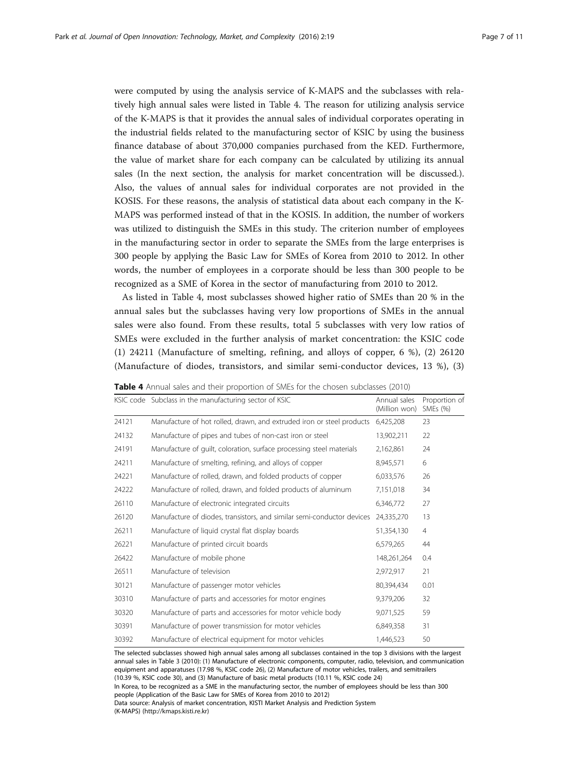were computed by using the analysis service of K-MAPS and the subclasses with relatively high annual sales were listed in Table 4. The reason for utilizing analysis service of the K-MAPS is that it provides the annual sales of individual corporates operating in the industrial fields related to the manufacturing sector of KSIC by using the business finance database of about 370,000 companies purchased from the KED. Furthermore, the value of market share for each company can be calculated by utilizing its annual sales (In the next section, the analysis for market concentration will be discussed.). Also, the values of annual sales for individual corporates are not provided in the KOSIS. For these reasons, the analysis of statistical data about each company in the K-MAPS was performed instead of that in the KOSIS. In addition, the number of workers was utilized to distinguish the SMEs in this study. The criterion number of employees in the manufacturing sector in order to separate the SMEs from the large enterprises is 300 people by applying the Basic Law for SMEs of Korea from 2010 to 2012. In other words, the number of employees in a corporate should be less than 300 people to be recognized as a SME of Korea in the sector of manufacturing from 2010 to 2012.

As listed in Table 4, most subclasses showed higher ratio of SMEs than 20 % in the annual sales but the subclasses having very low proportions of SMEs in the annual sales were also found. From these results, total 5 subclasses with very low ratios of SMEs were excluded in the further analysis of market concentration: the KSIC code (1) 24211 (Manufacture of smelting, refining, and alloys of copper, 6 %), (2) 26120 (Manufacture of diodes, transistors, and similar semi-conductor devices, 13 %), (3)

**Table 4** Annual sales and their proportion of SMEs for the chosen subclasses (2010)

| KSIC code | Subclass in the manufacturing sector of KSIC | Annual sales (Million won) | Proportion of SMEs (%) |
|---|---|---|---|
| 24121 | Manufacture of hot rolled, drawn, and extruded iron or steel products | 6,425,208 | 23 |
| 24132 | Manufacture of pipes and tubes of non-cast iron or steel | 13,902,211 | 22 |
| 24191 | Manufacture of guilt, coloration, surface processing steel materials | 2,162,861 | 24 |
| 24211 | Manufacture of smelting, refining, and alloys of copper | 8,945,571 | 6 |
| 24221 | Manufacture of rolled, drawn, and folded products of copper | 6,033,576 | 26 |
| 24222 | Manufacture of rolled, drawn, and folded products of aluminum | 7,151,018 | 34 |
| 26110 | Manufacture of electronic integrated circuits | 6,346,772 | 27 |
| 26120 | Manufacture of diodes, transistors, and similar semi-conductor devices | 24,335,270 | 13 |
| 26211 | Manufacture of liquid crystal flat display boards | 51,354,130 | 4 |
| 26221 | Manufacture of printed circuit boards | 6,579,265 | 44 |
| 26422 | Manufacture of mobile phone | 148,261,264 | 0.4 |
| 26511 | Manufacture of television | 2,972,917 | 21 |
| 30121 | Manufacture of passenger motor vehicles | 80,394,434 | 0.01 |
| 30310 | Manufacture of parts and accessories for motor engines | 9,379,206 | 32 |
| 30320 | Manufacture of parts and accessories for motor vehicle body | 9,071,525 | 59 |
| 30391 | Manufacture of power transmission for motor vehicles | 6,849,358 | 31 |
| 30392 | Manufacture of electrical equipment for motor vehicles | 1,446,523 | 50 |

The selected subclasses showed high annual sales among all subclasses contained in the top 3 divisions with the largest annual sales in Table 3 (2010): (1) Manufacture of electronic components, computer, radio, television, and communication equipment and apparatuses (17.98 %, KSIC code 26), (2) Manufacture of motor vehicles, trailers, and semitrailers (10.39 %, KSIC code 30), and (3) Manufacture of basic metal products (10.11 %, KSIC code 24)

In Korea, to be recognized as a SME in the manufacturing sector, the number of employees should be less than 300 people (Application of the Basic Law for SMEs of Korea from 2010 to 2012)

Data source: Analysis of market concentration, KISTI Market Analysis and Prediction System (K-MAPS) (http://kmaps.kisti.re.kr)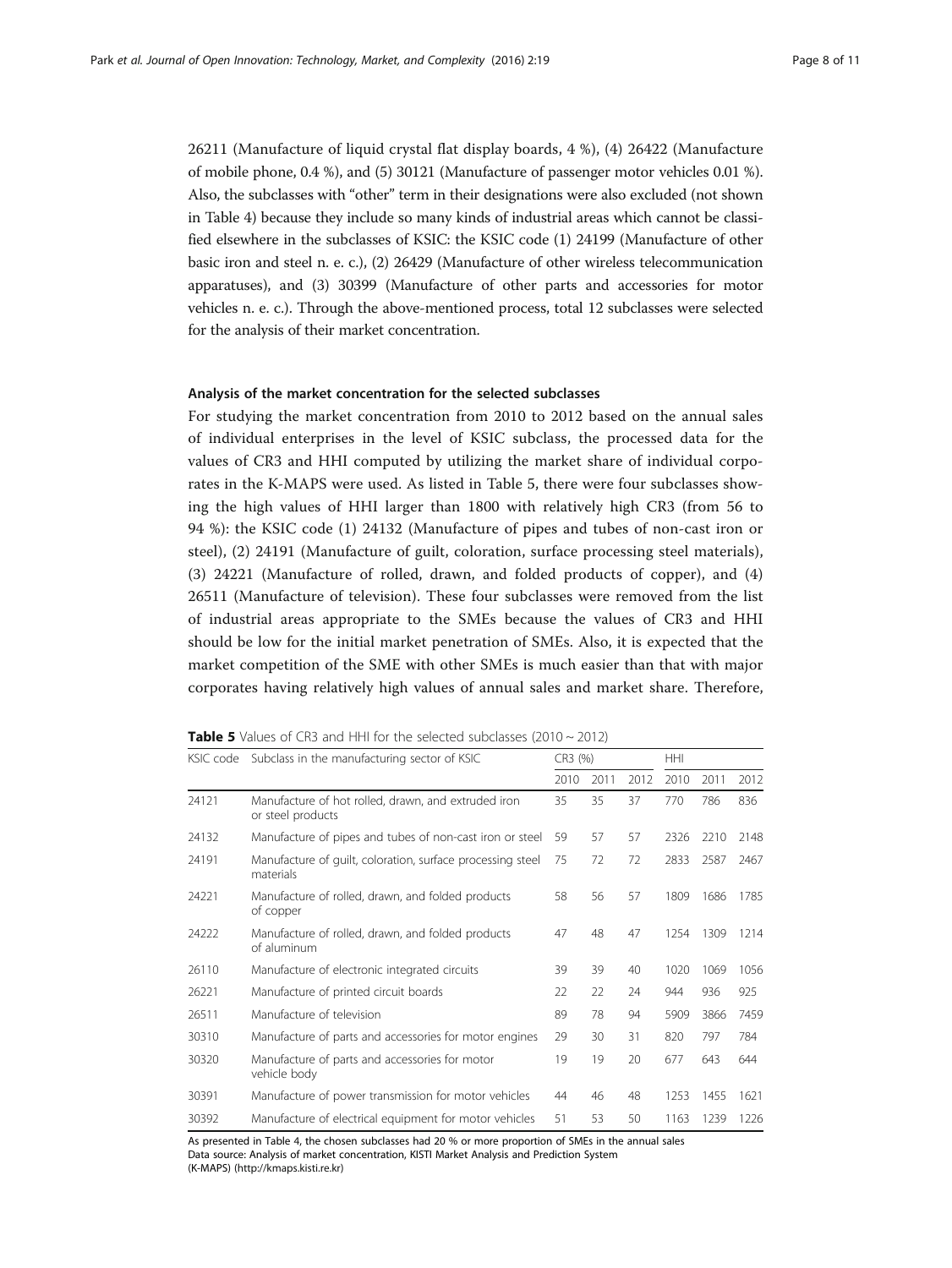26211 (Manufacture of liquid crystal flat display boards, 4 %), (4) 26422 (Manufacture of mobile phone, 0.4 %), and (5) 30121 (Manufacture of passenger motor vehicles 0.01 %). Also, the subclasses with "other" term in their designations were also excluded (not shown in Table 4) because they include so many kinds of industrial areas which cannot be classified elsewhere in the subclasses of KSIC: the KSIC code (1) 24199 (Manufacture of other basic iron and steel n. e. c.), (2) 26429 (Manufacture of other wireless telecommunication apparatuses), and (3) 30399 (Manufacture of other parts and accessories for motor vehicles n. e. c.). Through the above-mentioned process, total 12 subclasses were selected for the analysis of their market concentration.

#### Analysis of the market concentration for the selected subclasses

For studying the market concentration from 2010 to 2012 based on the annual sales of individual enterprises in the level of KSIC subclass, the processed data for the values of CR3 and HHI computed by utilizing the market share of individual corporates in the K-MAPS were used. As listed in Table 5, there were four subclasses showing the high values of HHI larger than 1800 with relatively high CR3 (from 56 to 94 %): the KSIC code (1) 24132 (Manufacture of pipes and tubes of non-cast iron or steel), (2) 24191 (Manufacture of guilt, coloration, surface processing steel materials), (3) 24221 (Manufacture of rolled, drawn, and folded products of copper), and (4) 26511 (Manufacture of television). These four subclasses were removed from the list of industrial areas appropriate to the SMEs because the values of CR3 and HHI should be low for the initial market penetration of SMEs. Also, it is expected that the market competition of the SME with other SMEs is much easier than that with major corporates having relatively high values of annual sales and market share. Therefore,

**Table 5** Values of CR3 and HHI for the selected subclasses (2010 ~ 2012)

| KSIC code | Subclass in the manufacturing sector of KSIC | CR3 (%) | | | HHI | | |
|---|---|---|---|---|---|---|---|
| | | 2010 | 2011 | 2012 | 2010 | 2011 | 2012 |
| 24121 | Manufacture of hot rolled, drawn, and extruded iron or steel products | 35 | 35 | 37 | 770 | 786 | 836 |
| 24132 | Manufacture of pipes and tubes of non-cast iron or steel | 59 | 57 | 57 | 2326 | 2210 | 2148 |
| 24191 | Manufacture of guilt, coloration, surface processing steel materials | 75 | 72 | 72 | 2833 | 2587 | 2467 |
| 24221 | Manufacture of rolled, drawn, and folded products of copper | 58 | 56 | 57 | 1809 | 1686 | 1785 |
| 24222 | Manufacture of rolled, drawn, and folded products of aluminum | 47 | 48 | 47 | 1254 | 1309 | 1214 |
| 26110 | Manufacture of electronic integrated circuits | 39 | 39 | 40 | 1020 | 1069 | 1056 |
| 26221 | Manufacture of printed circuit boards | 22 | 22 | 24 | 944 | 936 | 925 |
| 26511 | Manufacture of television | 89 | 78 | 94 | 5909 | 3866 | 7459 |
| 30310 | Manufacture of parts and accessories for motor engines | 29 | 30 | 31 | 820 | 797 | 784 |
| 30320 | Manufacture of parts and accessories for motor vehicle body | 19 | 19 | 20 | 677 | 643 | 644 |
| 30391 | Manufacture of power transmission for motor vehicles | 44 | 46 | 48 | 1253 | 1455 | 1621 |
| 30392 | Manufacture of electrical equipment for motor vehicles | 51 | 53 | 50 | 1163 | 1239 | 1226 |

As presented in Table 4, the chosen subclasses had 20 % or more proportion of SMEs in the annual sales
Data source: Analysis of market concentration, KISTI Market Analysis and Prediction System (K-MAPS) (http://kmaps.kisti.re.kr)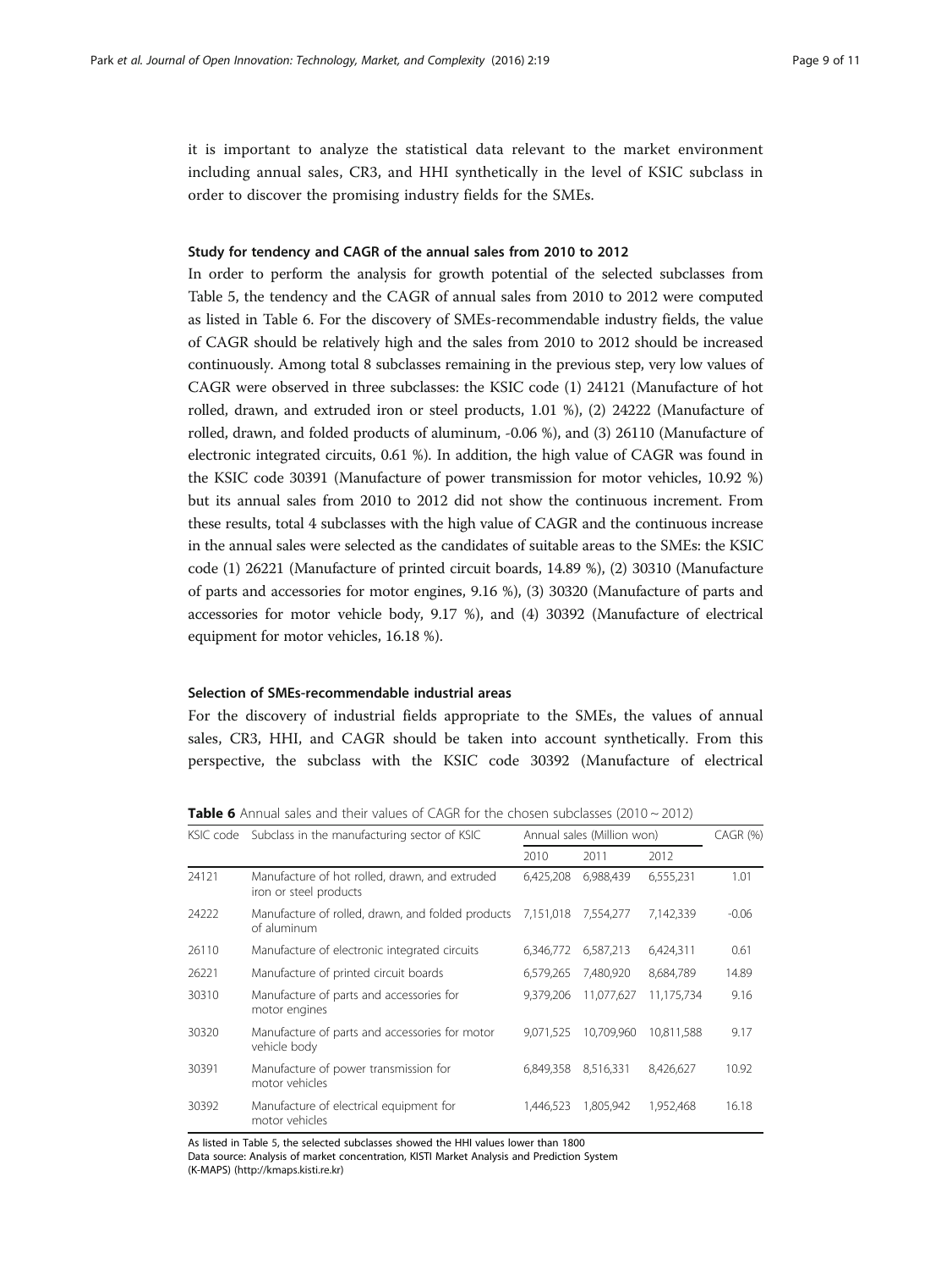it is important to analyze the statistical data relevant to the market environment including annual sales, CR3, and HHI synthetically in the level of KSIC subclass in order to discover the promising industry fields for the SMEs.

### Study for tendency and CAGR of the annual sales from 2010 to 2012

In order to perform the analysis for growth potential of the selected subclasses from Table 5, the tendency and the CAGR of annual sales from 2010 to 2012 were computed as listed in Table 6. For the discovery of SMEs-recommendable industry fields, the value of CAGR should be relatively high and the sales from 2010 to 2012 should be increased continuously. Among total 8 subclasses remaining in the previous step, very low values of CAGR were observed in three subclasses: the KSIC code (1) 24121 (Manufacture of hot rolled, drawn, and extruded iron or steel products, 1.01 %), (2) 24222 (Manufacture of rolled, drawn, and folded products of aluminum, -0.06 %), and (3) 26110 (Manufacture of electronic integrated circuits, 0.61 %). In addition, the high value of CAGR was found in the KSIC code 30391 (Manufacture of power transmission for motor vehicles, 10.92 %) but its annual sales from 2010 to 2012 did not show the continuous increment. From these results, total 4 subclasses with the high value of CAGR and the continuous increase in the annual sales were selected as the candidates of suitable areas to the SMEs: the KSIC code (1) 26221 (Manufacture of printed circuit boards, 14.89 %), (2) 30310 (Manufacture of parts and accessories for motor engines, 9.16 %), (3) 30320 (Manufacture of parts and accessories for motor vehicle body, 9.17 %), and (4) 30392 (Manufacture of electrical equipment for motor vehicles, 16.18 %).

### Selection of SMEs-recommendable industrial areas

For the discovery of industrial fields appropriate to the SMEs, the values of annual sales, CR3, HHI, and CAGR should be taken into account synthetically. From this perspective, the subclass with the KSIC code 30392 (Manufacture of electrical

**Table 6** Annual sales and their values of CAGR for the chosen subclasses (2010 ~ 2012)

| KSIC code | Subclass in the manufacturing sector of KSIC | Annual sales (Million won) | | | CAGR (%) |
|---|---|---|---|---|---|
| | | 2010 | 2011 | 2012 | |
| 24121 | Manufacture of hot rolled, drawn, and extruded iron or steel products | 6,425,208 | 6,988,439 | 6,555,231 | 1.01 |
| 24222 | Manufacture of rolled, drawn, and folded products of aluminum | 7,151,018 | 7,554,277 | 7,142,339 | -0.06 |
| 26110 | Manufacture of electronic integrated circuits | 6,346,772 | 6,587,213 | 6,424,311 | 0.61 |
| 26221 | Manufacture of printed circuit boards | 6,579,265 | 7,480,920 | 8,684,789 | 14.89 |
| 30310 | Manufacture of parts and accessories for motor engines | 9,379,206 | 11,077,627 | 11,175,734 | 9.16 |
| 30320 | Manufacture of parts and accessories for motor vehicle body | 9,071,525 | 10,709,960 | 10,811,588 | 9.17 |
| 30391 | Manufacture of power transmission for motor vehicles | 6,849,358 | 8,516,331 | 8,426,627 | 10.92 |
| 30392 | Manufacture of electrical equipment for motor vehicles | 1,446,523 | 1,805,942 | 1,952,468 | 16.18 |

As listed in Table 5, the selected subclasses showed the HHI values lower than 1800

Data source: Analysis of market concentration, KISTI Market Analysis and Prediction System (K-MAPS) (http://kmaps.kisti.re.kr)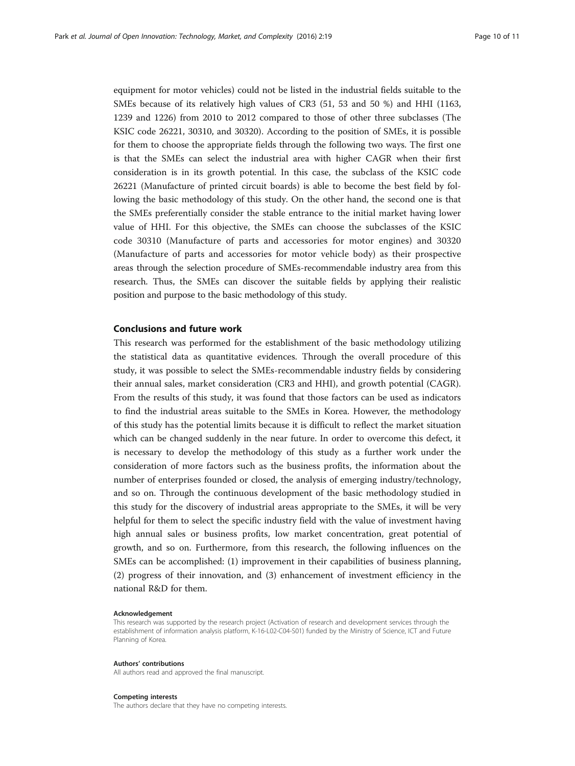equipment for motor vehicles) could not be listed in the industrial fields suitable to the SMEs because of its relatively high values of CR3 (51, 53 and 50 %) and HHI (1163, 1239 and 1226) from 2010 to 2012 compared to those of other three subclasses (The KSIC code 26221, 30310, and 30320). According to the position of SMEs, it is possible for them to choose the appropriate fields through the following two ways. The first one is that the SMEs can select the industrial area with higher CAGR when their first consideration is in its growth potential. In this case, the subclass of the KSIC code 26221 (Manufacture of printed circuit boards) is able to become the best field by following the basic methodology of this study. On the other hand, the second one is that the SMEs preferentially consider the stable entrance to the initial market having lower value of HHI. For this objective, the SMEs can choose the subclasses of the KSIC code 30310 (Manufacture of parts and accessories for motor engines) and 30320 (Manufacture of parts and accessories for motor vehicle body) as their prospective areas through the selection procedure of SMEs-recommendable industry area from this research. Thus, the SMEs can discover the suitable fields by applying their realistic position and purpose to the basic methodology of this study.

## Conclusions and future work

This research was performed for the establishment of the basic methodology utilizing the statistical data as quantitative evidences. Through the overall procedure of this study, it was possible to select the SMEs-recommendable industry fields by considering their annual sales, market consideration (CR3 and HHI), and growth potential (CAGR). From the results of this study, it was found that those factors can be used as indicators to find the industrial areas suitable to the SMEs in Korea. However, the methodology of this study has the potential limits because it is difficult to reflect the market situation which can be changed suddenly in the near future. In order to overcome this defect, it is necessary to develop the methodology of this study as a further work under the consideration of more factors such as the business profits, the information about the number of enterprises founded or closed, the analysis of emerging industry/technology, and so on. Through the continuous development of the basic methodology studied in this study for the discovery of industrial areas appropriate to the SMEs, it will be very helpful for them to select the specific industry field with the value of investment having high annual sales or business profits, low market concentration, great potential of growth, and so on. Furthermore, from this research, the following influences on the SMEs can be accomplished: (1) improvement in their capabilities of business planning, (2) progress of their innovation, and (3) enhancement of investment efficiency in the national R&D for them.

#### Acknowledgement

This research was supported by the research project (Activation of research and development services through the establishment of information analysis platform, K-16-L02-C04-S01) funded by the Ministry of Science, ICT and Future Planning of Korea.

#### Authors' contributions

All authors read and approved the final manuscript.

#### Competing interests

The authors declare that they have no competing interests.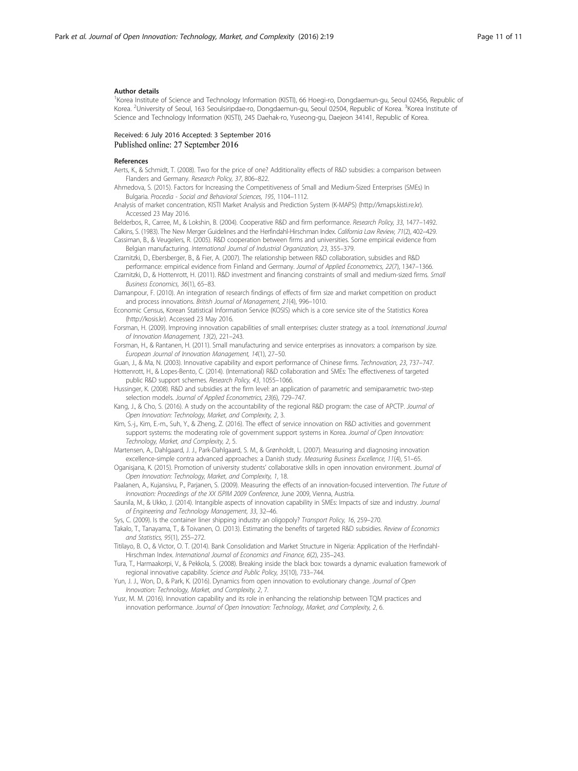#### Author details

[1]Korea Institute of Science and Technology Information (KISTI), 66 Hoegi-ro, Dongdaemun-gu, Seoul 02456, Republic of Korea. [2]University of Seoul, 163 Seoulsiripdae-ro, Dongdaemun-gu, Seoul 02504, Republic of Korea. [3]Korea Institute of Science and Technology Information (KISTI), 245 Daehak-ro, Yuseong-gu, Daejeon 34141, Republic of Korea.

Received: 6 July 2016 Accepted: 3 September 2016
Published online: 27 September 2016

#### References

Aerts, K., & Schmidt, T. (2008). Two for the price of one? Additionality effects of R&D subsidies: a comparison between Flanders and Germany. *Research Policy, 37*, 806–822.

Ahmedova, S. (2015). Factors for Increasing the Competitiveness of Small and Medium-Sized Enterprises (SMEs) In Bulgaria. *Procedia - Social and Behavioral Sciences, 195*, 1104–1112.

Analysis of market concentration, KISTI Market Analysis and Prediction System (K-MAPS) (http://kmaps.kisti.re.kr). Accessed 23 May 2016.

Belderbos, R., Carree, M., & Lokshin, B. (2004). Cooperative R&D and firm performance. *Research Policy, 33*, 1477–1492.

Calkins, S. (1983). The New Merger Guidelines and the Herfindahl-Hirschman Index. *California Law Review, 71*(2), 402–429.

Cassiman, B., & Veugelers, R. (2005). R&D cooperation between firms and universities. Some empirical evidence from Belgian manufacturing. *International Journal of Industrial Organization, 23*, 355–379.

Czarnitzki, D., Ebersberger, B., & Fier, A. (2007). The relationship between R&D collaboration, subsidies and R&D performance: empirical evidence from Finland and Germany. *Journal of Applied Econometrics, 22*(7), 1347–1366.

Czarnitzki, D., & Hottenrott, H. (2011). R&D investment and financing constraints of small and medium-sized firms. *Small Business Economics, 36*(1), 65–83.

Damanpour, F. (2010). An integration of research findings of effects of firm size and market competition on product and process innovations. *British Journal of Management, 21*(4), 996–1010.

Economic Census, Korean Statistical Information Service (KOSIS) which is a core service site of the Statistics Korea (http://kosis.kr). Accessed 23 May 2016.

Forsman, H. (2009). Improving innovation capabilities of small enterprises: cluster strategy as a tool. *International Journal of Innovation Management, 13*(2), 221–243.

Forsman, H., & Rantanen, H. (2011). Small manufacturing and service enterprises as innovators: a comparison by size. *European Journal of Innovation Management, 14*(1), 27–50.

Guan, J., & Ma, N. (2003). Innovative capability and export performance of Chinese firms. *Technovation, 23*, 737–747.

Hottenrott, H., & Lopes-Bento, C. (2014). (International) R&D collaboration and SMEs: The effectiveness of targeted public R&D support schemes. *Research Policy, 43*, 1055–1066.

Hussinger, K. (2008). R&D and subsidies at the firm level: an application of parametric and semiparametric two-step selection models. *Journal of Applied Econometrics, 23*(6), 729–747.

Kang, J., & Cho, S. (2016). A study on the accountability of the regional R&D program: the case of APCTP. *Journal of Open Innovation: Technology, Market, and Complexity, 2*, 3.

Kim, S.-j., Kim, E.-m., Suh, Y., & Zheng, Z. (2016). The effect of service innovation on R&D activities and government support systems: the moderating role of government support systems in Korea. *Journal of Open Innovation: Technology, Market, and Complexity, 2*, 5.

Martensen, A., Dahlgaard, J. J., Park-Dahlgaard, S. M., & Grønholdt, L. (2007). Measuring and diagnosing innovation excellence-simple contra advanced approaches: a Danish study. *Measuring Business Excellence, 11*(4), 51–65.

Oganisjana, K. (2015). Promotion of university students' collaborative skills in open innovation environment. *Journal of Open Innovation: Technology, Market, and Complexity, 1*, 18.

Paalanen, A., Kujansivu, P., Parjanen, S. (2009). Measuring the effects of an innovation-focused intervention. *The Future of Innovation: Proceedings of the XX ISPIM 2009 Conference*, June 2009, Vienna, Austria.

Saunila, M., & Ukko, J. (2014). Intangible aspects of innovation capability in SMEs: Impacts of size and industry. *Journal of Engineering and Technology Management, 33*, 32–46.

Sys, C. (2009). Is the container liner shipping industry an oligopoly? *Transport Policy, 16*, 259–270.

Takalo, T., Tanayama, T., & Toivanen, O. (2013). Estimating the benefits of targeted R&D subsidies. *Review of Economics and Statistics, 95*(1), 255–272.

Titilayo, B. O., & Victor, O. T. (2014). Bank Consolidation and Market Structure in Nigeria: Application of the Herfindahl-Hirschman Index. *International Journal of Economics and Finance, 6*(2), 235–243.

Tura, T., Harmaakorpi, V., & Pekkola, S. (2008). Breaking inside the black box: towards a dynamic evaluation framework of regional innovative capability. *Science and Public Policy, 35*(10), 733–744.

Yun, J. J., Won, D., & Park, K. (2016). Dynamics from open innovation to evolutionary change. *Journal of Open Innovation: Technology, Market, and Complexity, 2*, 7.

Yusr, M. M. (2016). Innovation capability and its role in enhancing the relationship between TQM practices and innovation performance. *Journal of Open Innovation: Technology, Market, and Complexity, 2*, 6.